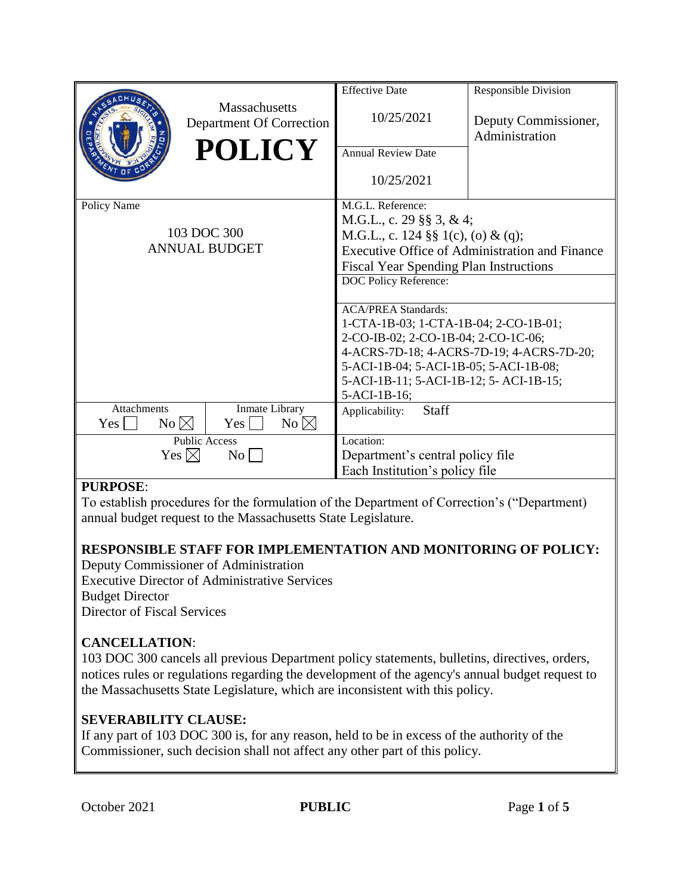| Massachusetts Department Of Correction **POLICY** | Effective Date<br>10/25/2021 | Responsible Division<br>Deputy Commissioner, Administration |
|---|---|---|
| | Annual Review Date<br>10/25/2021 | |
| Policy Name<br>103 DOC 300<br>ANNUAL BUDGET | M.G.L. Reference:<br>M.G.L., c. 29 §§ 3, & 4;<br>M.G.L., c. 124 §§ 1(c), (o) & (q);<br>Executive Office of Administration and Finance Fiscal Year Spending Plan Instructions | |
| | DOC Policy Reference: | |
| | ACA/PREA Standards:<br>1-CTA-1B-03; 1-CTA-1B-04; 2-CO-1B-01; 2-CO-IB-02; 2-CO-1B-04; 2-CO-1C-06; 4-ACRS-7D-18; 4-ACRS-7D-19; 4-ACRS-7D-20; 5-ACI-1B-04; 5-ACI-1B-05; 5-ACI-1B-08; 5-ACI-1B-11; 5-ACI-1B-12; 5- ACI-1B-15; 5-ACI-1B-16; | |
| Attachments: Yes ☐ No ☒ / Inmate Library: Yes ☐ No ☒ | Applicability: Staff | |
| Public Access: Yes ☒ No ☐ | Location:<br>Department's central policy file<br>Each Institution's policy file | |

**PURPOSE**:
To establish procedures for the formulation of the Department of Correction's ("Department) annual budget request to the Massachusetts State Legislature.

**RESPONSIBLE STAFF FOR IMPLEMENTATION AND MONITORING OF POLICY:**
Deputy Commissioner of Administration
Executive Director of Administrative Services
Budget Director
Director of Fiscal Services

**CANCELLATION**:
103 DOC 300 cancels all previous Department policy statements, bulletins, directives, orders, notices rules or regulations regarding the development of the agency's annual budget request to the Massachusetts State Legislature, which are inconsistent with this policy.

**SEVERABILITY CLAUSE:**
If any part of 103 DOC 300 is, for any reason, held to be in excess of the authority of the Commissioner, such decision shall not affect any other part of this policy.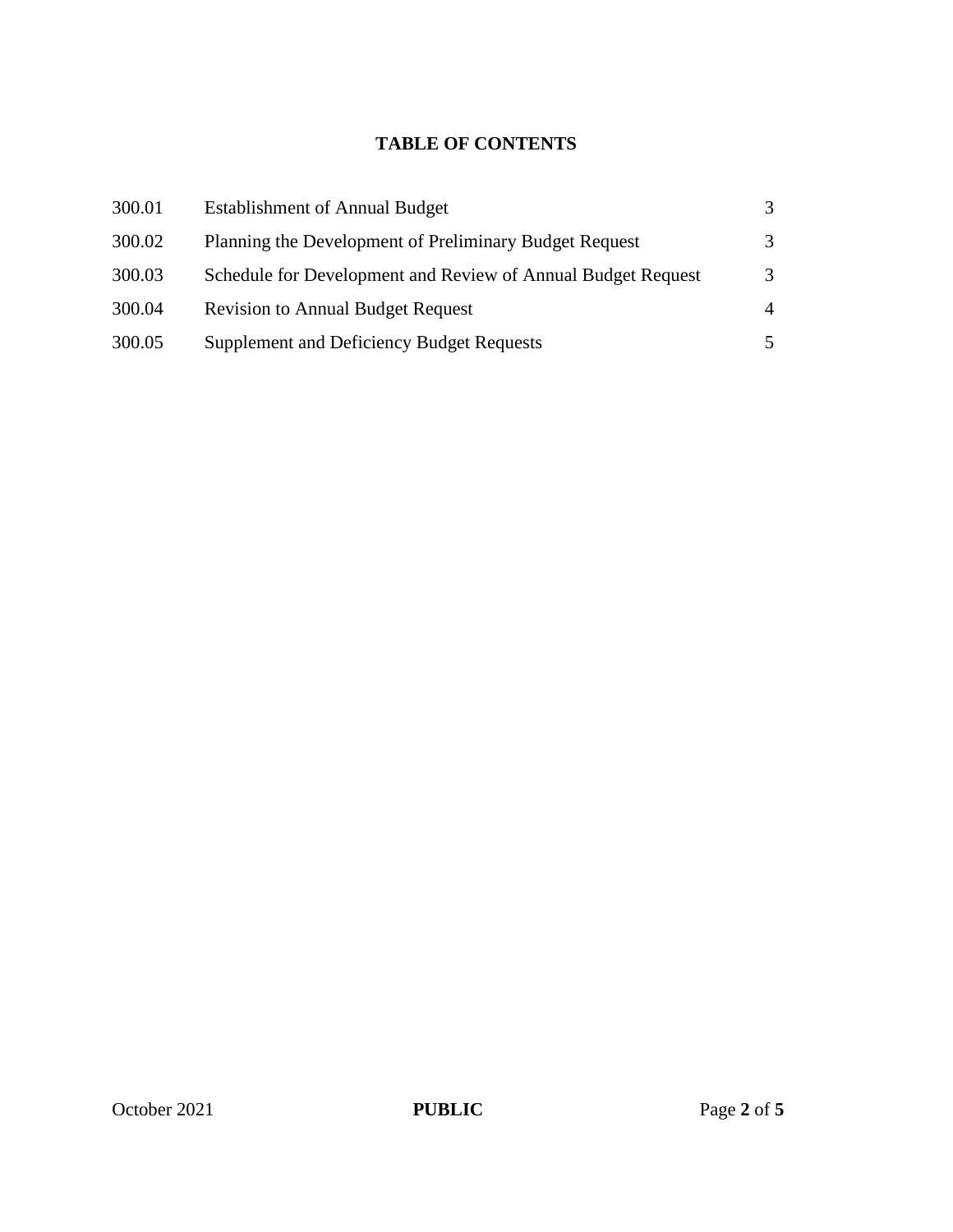## TABLE OF CONTENTS

| | | |
|---|---|---|
| 300.01 | Establishment of Annual Budget | 3 |
| 300.02 | Planning the Development of Preliminary Budget Request | 3 |
| 300.03 | Schedule for Development and Review of Annual Budget Request | 3 |
| 300.04 | Revision to Annual Budget Request | 4 |
| 300.05 | Supplement and Deficiency Budget Requests | 5 |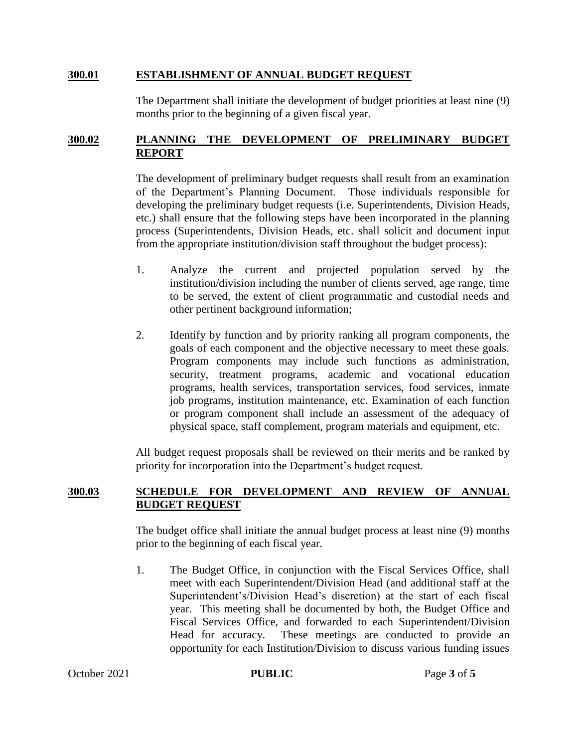## 300.01 ESTABLISHMENT OF ANNUAL BUDGET REQUEST

The Department shall initiate the development of budget priorities at least nine (9) months prior to the beginning of a given fiscal year.

## 300.02 PLANNING THE DEVELOPMENT OF PRELIMINARY BUDGET REPORT

The development of preliminary budget requests shall result from an examination of the Department's Planning Document. Those individuals responsible for developing the preliminary budget requests (i.e. Superintendents, Division Heads, etc.) shall ensure that the following steps have been incorporated in the planning process (Superintendents, Division Heads, etc. shall solicit and document input from the appropriate institution/division staff throughout the budget process):

1. Analyze the current and projected population served by the institution/division including the number of clients served, age range, time to be served, the extent of client programmatic and custodial needs and other pertinent background information;

2. Identify by function and by priority ranking all program components, the goals of each component and the objective necessary to meet these goals. Program components may include such functions as administration, security, treatment programs, academic and vocational education programs, health services, transportation services, food services, inmate job programs, institution maintenance, etc. Examination of each function or program component shall include an assessment of the adequacy of physical space, staff complement, program materials and equipment, etc.

All budget request proposals shall be reviewed on their merits and be ranked by priority for incorporation into the Department's budget request.

## 300.03 SCHEDULE FOR DEVELOPMENT AND REVIEW OF ANNUAL BUDGET REQUEST

The budget office shall initiate the annual budget process at least nine (9) months prior to the beginning of each fiscal year.

1. The Budget Office, in conjunction with the Fiscal Services Office, shall meet with each Superintendent/Division Head (and additional staff at the Superintendent's/Division Head's discretion) at the start of each fiscal year. This meeting shall be documented by both, the Budget Office and Fiscal Services Office, and forwarded to each Superintendent/Division Head for accuracy. These meetings are conducted to provide an opportunity for each Institution/Division to discuss various funding issues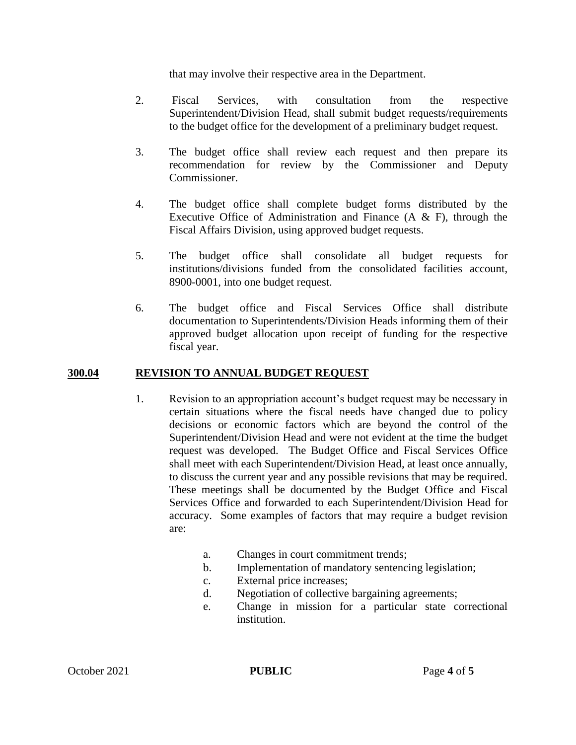that may involve their respective area in the Department.

2. Fiscal Services, with consultation from the respective Superintendent/Division Head, shall submit budget requests/requirements to the budget office for the development of a preliminary budget request.

3. The budget office shall review each request and then prepare its recommendation for review by the Commissioner and Deputy Commissioner.

4. The budget office shall complete budget forms distributed by the Executive Office of Administration and Finance (A & F), through the Fiscal Affairs Division, using approved budget requests.

5. The budget office shall consolidate all budget requests for institutions/divisions funded from the consolidated facilities account, 8900-0001, into one budget request.

6. The budget office and Fiscal Services Office shall distribute documentation to Superintendents/Division Heads informing them of their approved budget allocation upon receipt of funding for the respective fiscal year.

## 300.04 REVISION TO ANNUAL BUDGET REQUEST

1. Revision to an appropriation account's budget request may be necessary in certain situations where the fiscal needs have changed due to policy decisions or economic factors which are beyond the control of the Superintendent/Division Head and were not evident at the time the budget request was developed. The Budget Office and Fiscal Services Office shall meet with each Superintendent/Division Head, at least once annually, to discuss the current year and any possible revisions that may be required. These meetings shall be documented by the Budget Office and Fiscal Services Office and forwarded to each Superintendent/Division Head for accuracy. Some examples of factors that may require a budget revision are:

   a. Changes in court commitment trends;
   b. Implementation of mandatory sentencing legislation;
   c. External price increases;
   d. Negotiation of collective bargaining agreements;
   e. Change in mission for a particular state correctional institution.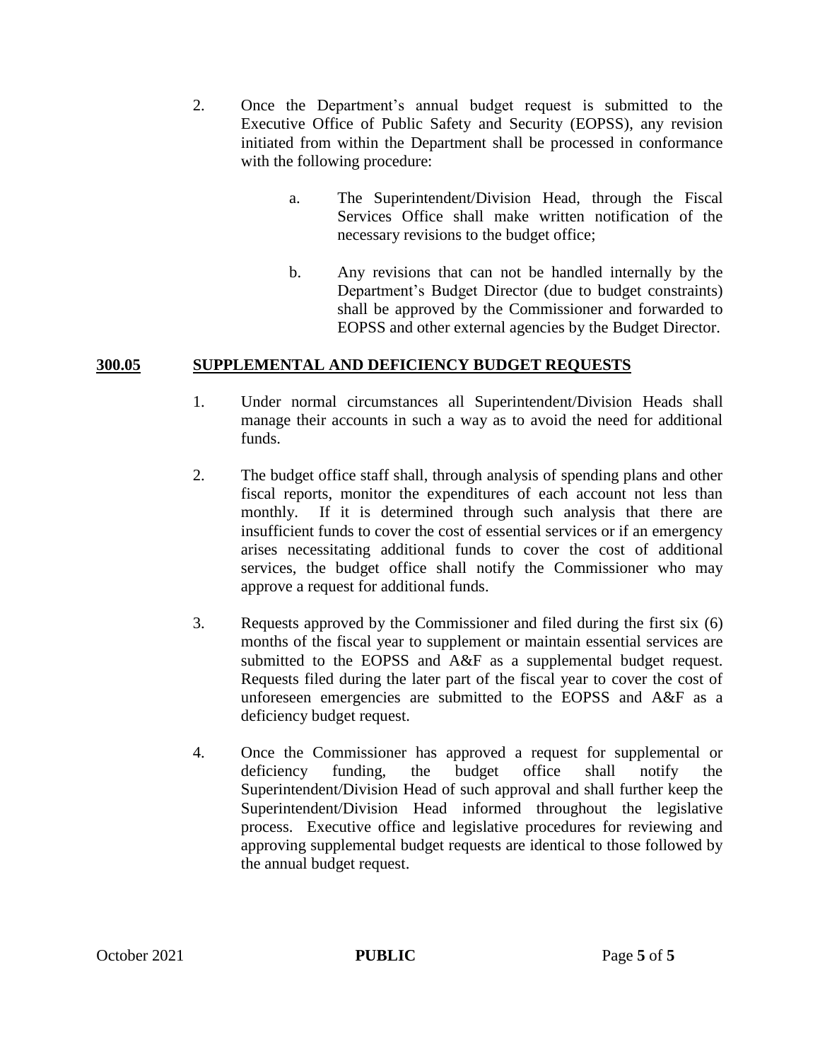2. Once the Department's annual budget request is submitted to the Executive Office of Public Safety and Security (EOPSS), any revision initiated from within the Department shall be processed in conformance with the following procedure:

   a. The Superintendent/Division Head, through the Fiscal Services Office shall make written notification of the necessary revisions to the budget office;

   b. Any revisions that can not be handled internally by the Department's Budget Director (due to budget constraints) shall be approved by the Commissioner and forwarded to EOPSS and other external agencies by the Budget Director.

## 300.05 SUPPLEMENTAL AND DEFICIENCY BUDGET REQUESTS

1. Under normal circumstances all Superintendent/Division Heads shall manage their accounts in such a way as to avoid the need for additional funds.

2. The budget office staff shall, through analysis of spending plans and other fiscal reports, monitor the expenditures of each account not less than monthly. If it is determined through such analysis that there are insufficient funds to cover the cost of essential services or if an emergency arises necessitating additional funds to cover the cost of additional services, the budget office shall notify the Commissioner who may approve a request for additional funds.

3. Requests approved by the Commissioner and filed during the first six (6) months of the fiscal year to supplement or maintain essential services are submitted to the EOPSS and A&F as a supplemental budget request. Requests filed during the later part of the fiscal year to cover the cost of unforeseen emergencies are submitted to the EOPSS and A&F as a deficiency budget request.

4. Once the Commissioner has approved a request for supplemental or deficiency funding, the budget office shall notify the Superintendent/Division Head of such approval and shall further keep the Superintendent/Division Head informed throughout the legislative process. Executive office and legislative procedures for reviewing and approving supplemental budget requests are identical to those followed by the annual budget request.